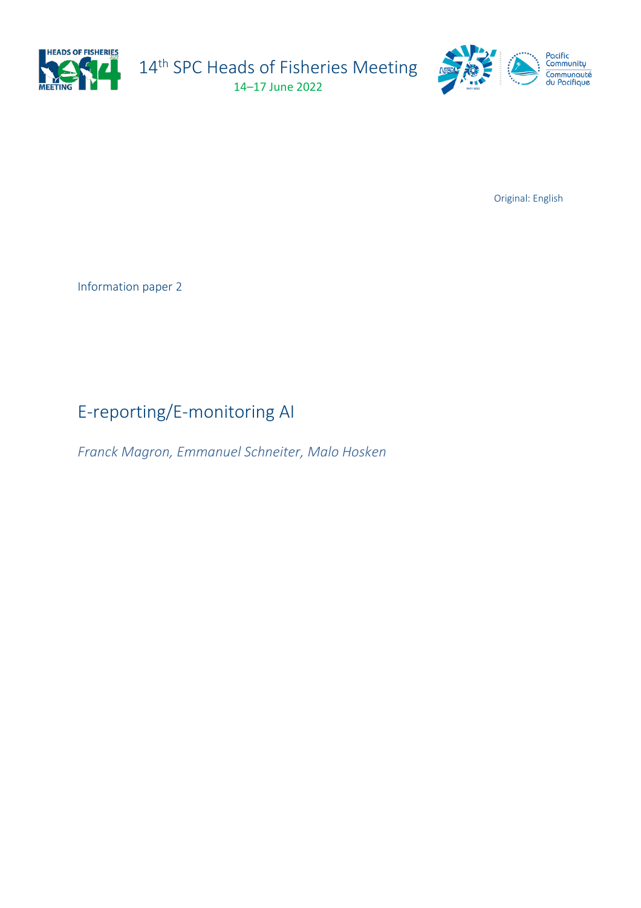14th SPC Heads of Fisheries Meeting

14–17 June 2022

Original: English

Information paper 2

# E-reporting/E-monitoring AI

*Franck Magron, Emmanuel Schneiter, Malo Hosken*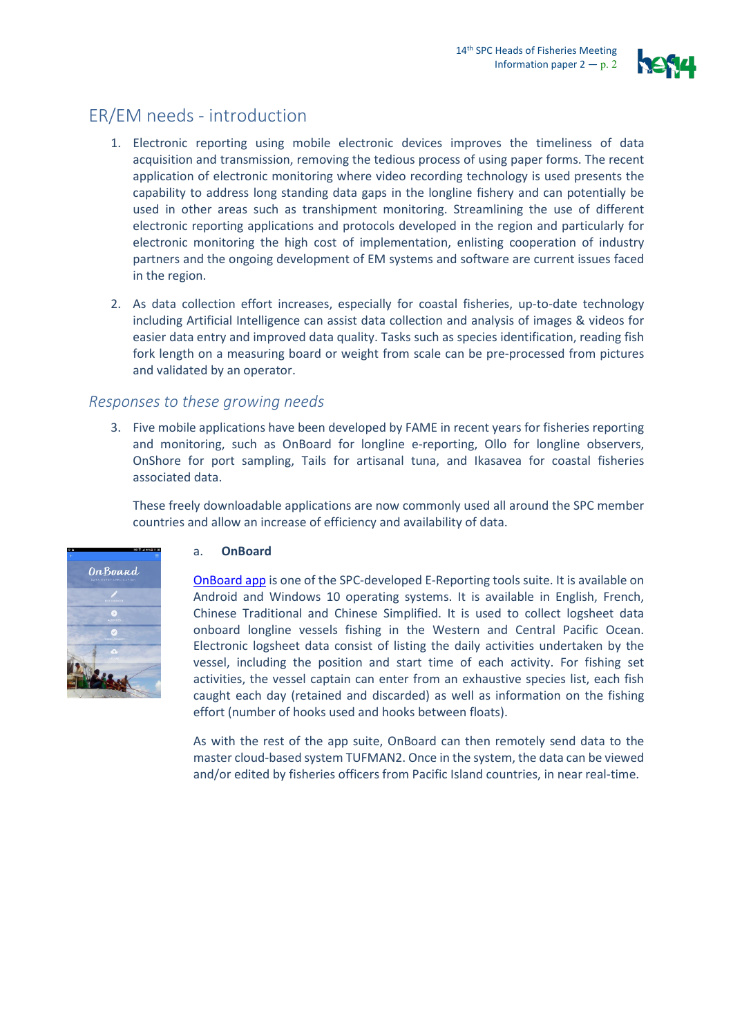## ER/EM needs - introduction

1. Electronic reporting using mobile electronic devices improves the timeliness of data acquisition and transmission, removing the tedious process of using paper forms. The recent application of electronic monitoring where video recording technology is used presents the capability to address long standing data gaps in the longline fishery and can potentially be used in other areas such as transhipment monitoring. Streamlining the use of different electronic reporting applications and protocols developed in the region and particularly for electronic monitoring the high cost of implementation, enlisting cooperation of industry partners and the ongoing development of EM systems and software are current issues faced in the region.

2. As data collection effort increases, especially for coastal fisheries, up-to-date technology including Artificial Intelligence can assist data collection and analysis of images & videos for easier data entry and improved data quality. Tasks such as species identification, reading fish fork length on a measuring board or weight from scale can be pre-processed from pictures and validated by an operator.

### *Responses to these growing needs*

3. Five mobile applications have been developed by FAME in recent years for fisheries reporting and monitoring, such as OnBoard for longline e-reporting, Ollo for longline observers, OnShore for port sampling, Tails for artisanal tuna, and Ikasavea for coastal fisheries associated data.

   These freely downloadable applications are now commonly used all around the SPC member countries and allow an increase of efficiency and availability of data.

   a. **OnBoard**

   OnBoard app is one of the SPC-developed E-Reporting tools suite. It is available on Android and Windows 10 operating systems. It is available in English, French, Chinese Traditional and Chinese Simplified. It is used to collect logsheet data onboard longline vessels fishing in the Western and Central Pacific Ocean. Electronic logsheet data consist of listing the daily activities undertaken by the vessel, including the position and start time of each activity. For fishing set activities, the vessel captain can enter from an exhaustive species list, each fish caught each day (retained and discarded) as well as information on the fishing effort (number of hooks used and hooks between floats).

   As with the rest of the app suite, OnBoard can then remotely send data to the master cloud-based system TUFMAN2. Once in the system, the data can be viewed and/or edited by fisheries officers from Pacific Island countries, in near real-time.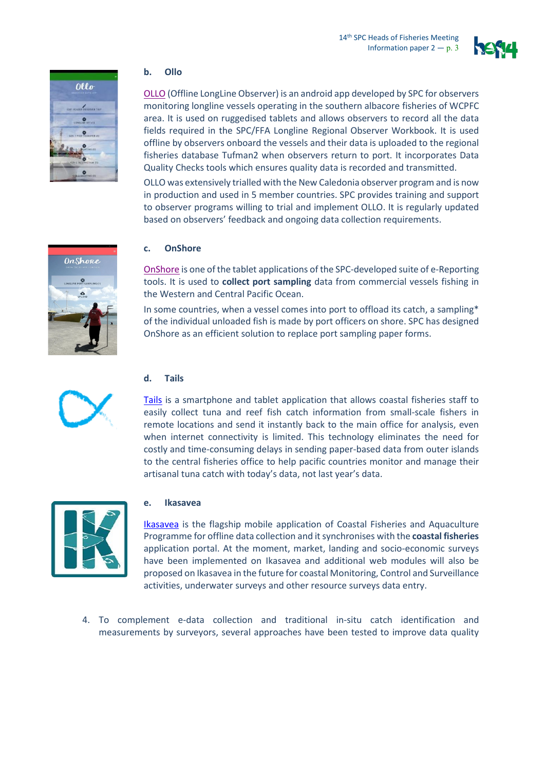**b. Ollo**

OLLO (Offline LongLine Observer) is an android app developed by SPC for observers monitoring longline vessels operating in the southern albacore fisheries of WCPFC area. It is used on ruggedised tablets and allows observers to record all the data fields required in the SPC/FFA Longline Regional Observer Workbook. It is used offline by observers onboard the vessels and their data is uploaded to the regional fisheries database Tufman2 when observers return to port. It incorporates Data Quality Checks tools which ensures quality data is recorded and transmitted.

OLLO was extensively trialled with the New Caledonia observer program and is now in production and used in 5 member countries. SPC provides training and support to observer programs willing to trial and implement OLLO. It is regularly updated based on observers' feedback and ongoing data collection requirements.

**c. OnShore**

OnShore is one of the tablet applications of the SPC-developed suite of e-Reporting tools. It is used to **collect port sampling** data from commercial vessels fishing in the Western and Central Pacific Ocean.

In some countries, when a vessel comes into port to offload its catch, a sampling* of the individual unloaded fish is made by port officers on shore. SPC has designed OnShore as an efficient solution to replace port sampling paper forms.

**d. Tails**

Tails is a smartphone and tablet application that allows coastal fisheries staff to easily collect tuna and reef fish catch information from small-scale fishers in remote locations and send it instantly back to the main office for analysis, even when internet connectivity is limited. This technology eliminates the need for costly and time-consuming delays in sending paper-based data from outer islands to the central fisheries office to help pacific countries monitor and manage their artisanal tuna catch with today's data, not last year's data.

**e. Ikasavea**

Ikasavea is the flagship mobile application of Coastal Fisheries and Aquaculture Programme for offline data collection and it synchronises with the **coastal fisheries** application portal. At the moment, market, landing and socio-economic surveys have been implemented on Ikasavea and additional web modules will also be proposed on Ikasavea in the future for coastal Monitoring, Control and Surveillance activities, underwater surveys and other resource surveys data entry.

4. To complement e-data collection and traditional in-situ catch identification and measurements by surveyors, several approaches have been tested to improve data quality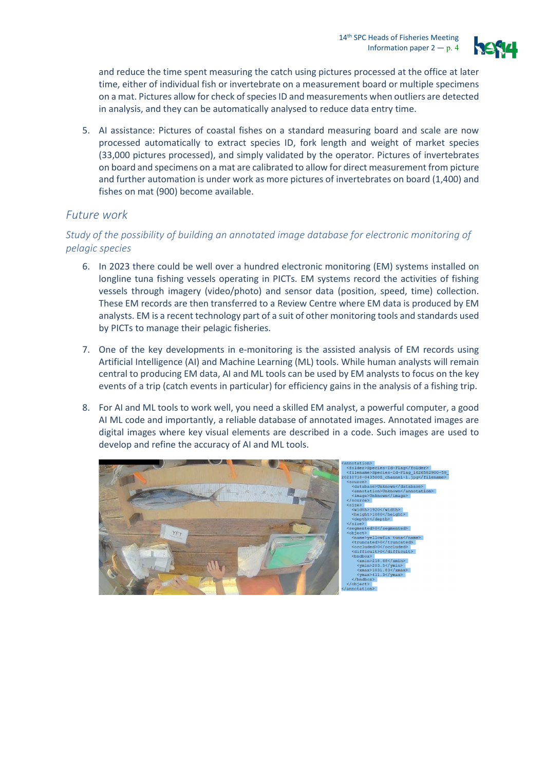and reduce the time spent measuring the catch using pictures processed at the office at later time, either of individual fish or invertebrate on a measurement board or multiple specimens on a mat. Pictures allow for check of species ID and measurements when outliers are detected in analysis, and they can be automatically analysed to reduce data entry time.

5. AI assistance: Pictures of coastal fishes on a standard measuring board and scale are now processed automatically to extract species ID, fork length and weight of market species (33,000 pictures processed), and simply validated by the operator. Pictures of invertebrates on board and specimens on a mat are calibrated to allow for direct measurement from picture and further automation is under work as more pictures of invertebrates on board (1,400) and fishes on mat (900) become available.

## *Future work*

### *Study of the possibility of building an annotated image database for electronic monitoring of pelagic species*

6. In 2023 there could be well over a hundred electronic monitoring (EM) systems installed on longline tuna fishing vessels operating in PICTs. EM systems record the activities of fishing vessels through imagery (video/photo) and sensor data (position, speed, time) collection. These EM records are then transferred to a Review Centre where EM data is produced by EM analysts. EM is a recent technology part of a suit of other monitoring tools and standards used by PICTs to manage their pelagic fisheries.

7. One of the key developments in e-monitoring is the assisted analysis of EM records using Artificial Intelligence (AI) and Machine Learning (ML) tools. While human analysts will remain central to producing EM data, AI and ML tools can be used by EM analysts to focus on the key events of a trip (catch events in particular) for efficiency gains in the analysis of a fishing trip.

8. For AI and ML tools to work well, you need a skilled EM analyst, a powerful computer, a good AI ML code and importantly, a reliable database of annotated images. Annotated images are digital images where key visual elements are described in a code. Such images are used to develop and refine the accuracy of AI and ML tools.

```
<annotation>
  <folder>Species-Id-Flag</folder>
  <filename>Species-Id-Flag_1626582900-59_20210718-043500Z_channel-1.jpg</filename>
  <source>
    <database>Unknown</database>
    <annotation>Unknown</annotation>
    <image>Unknown</image>
  </source>
  <size>
    <width>1920</width>
    <height>1080</height>
    <depth></depth>
  </size>
  <segmented>0</segmented>
  <object>
    <name>yellowfin tuna</name>
    <truncated>0</truncated>
    <occluded>0</occluded>
    <difficult>0</difficult>
    <bndbox>
      <xmin>218.68</xmin>
      <ymin>203.5</ymin>
      <xmax>1031.83</xmax>
      <ymax>411.3</ymax>
    </bndbox>
  </object>
</annotation>
```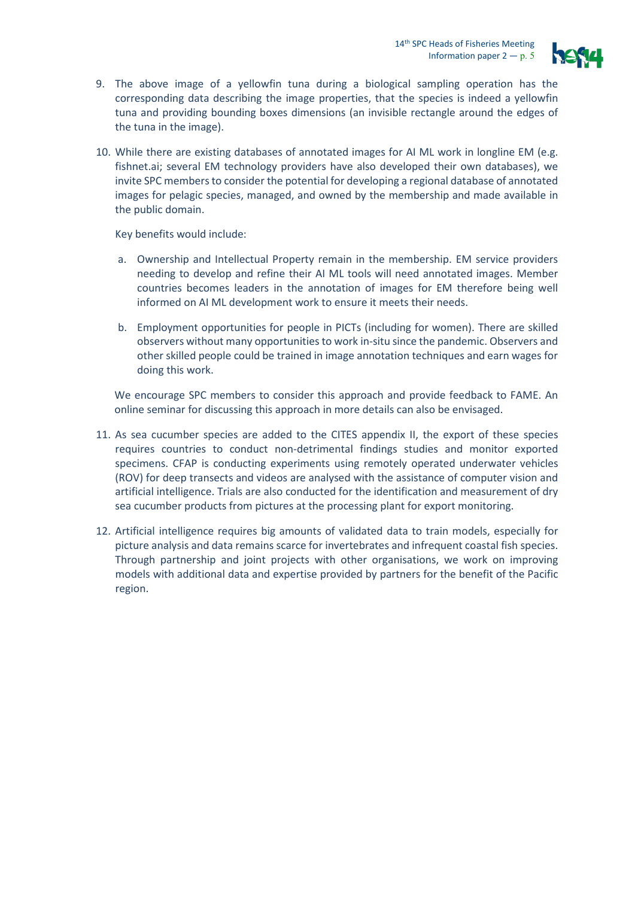9. The above image of a yellowfin tuna during a biological sampling operation has the corresponding data describing the image properties, that the species is indeed a yellowfin tuna and providing bounding boxes dimensions (an invisible rectangle around the edges of the tuna in the image).

10. While there are existing databases of annotated images for AI ML work in longline EM (e.g. fishnet.ai; several EM technology providers have also developed their own databases), we invite SPC members to consider the potential for developing a regional database of annotated images for pelagic species, managed, and owned by the membership and made available in the public domain.

    Key benefits would include:

    a. Ownership and Intellectual Property remain in the membership. EM service providers needing to develop and refine their AI ML tools will need annotated images. Member countries becomes leaders in the annotation of images for EM therefore being well informed on AI ML development work to ensure it meets their needs.

    b. Employment opportunities for people in PICTs (including for women). There are skilled observers without many opportunities to work in-situ since the pandemic. Observers and other skilled people could be trained in image annotation techniques and earn wages for doing this work.

    We encourage SPC members to consider this approach and provide feedback to FAME. An online seminar for discussing this approach in more details can also be envisaged.

11. As sea cucumber species are added to the CITES appendix II, the export of these species requires countries to conduct non-detrimental findings studies and monitor exported specimens. CFAP is conducting experiments using remotely operated underwater vehicles (ROV) for deep transects and videos are analysed with the assistance of computer vision and artificial intelligence. Trials are also conducted for the identification and measurement of dry sea cucumber products from pictures at the processing plant for export monitoring.

12. Artificial intelligence requires big amounts of validated data to train models, especially for picture analysis and data remains scarce for invertebrates and infrequent coastal fish species. Through partnership and joint projects with other organisations, we work on improving models with additional data and expertise provided by partners for the benefit of the Pacific region.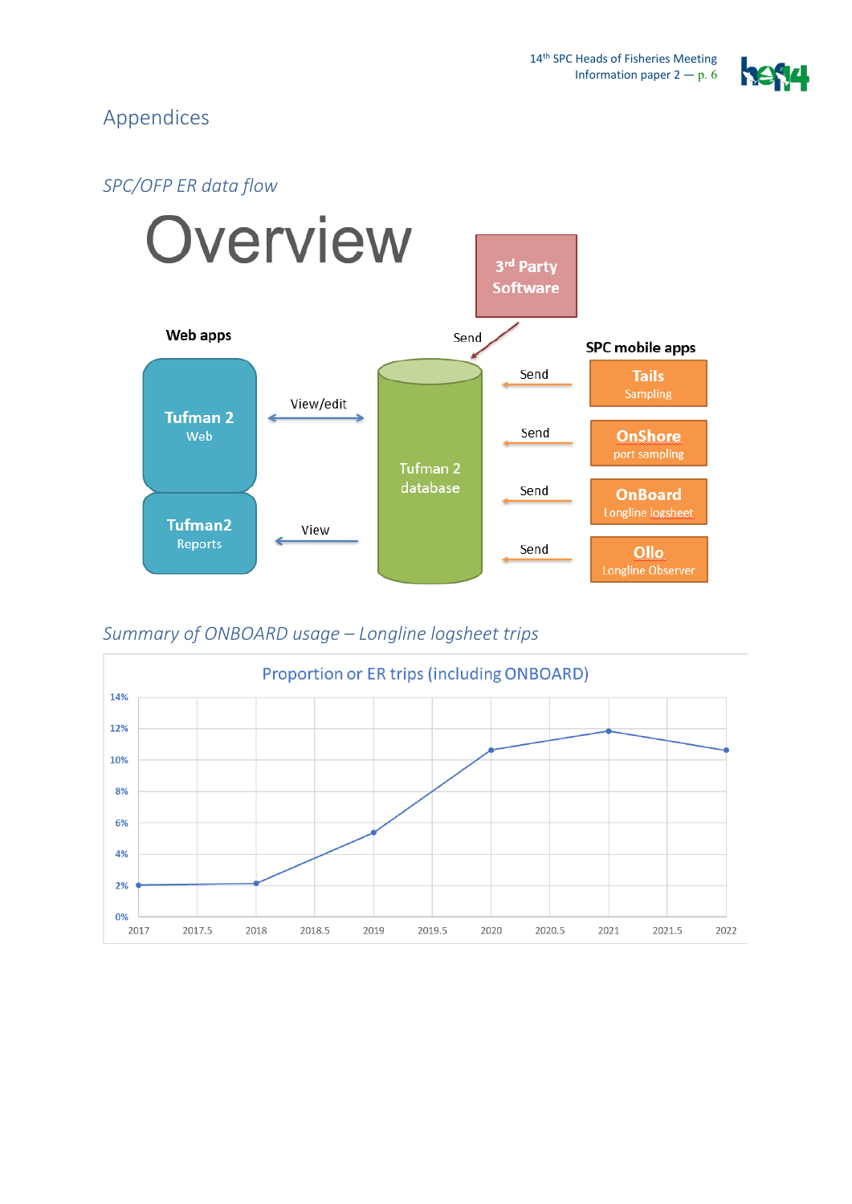# Appendices

## *SPC/OFP ER data flow*

Overview

3rd Party Software

Send

Web apps

SPC mobile apps

Tufman 2 Web

View/edit

Tufman 2 database

Send

Tails Sampling

Send

OnShore port sampling

Send

OnBoard Longline logsheet

Tufman2 Reports

View

Send

Ollo Longline Observer

## *Summary of ONBOARD usage – Longline logsheet trips*

Proportion or ER trips (including ONBOARD)

| Year | Proportion |
|---|---|
| 2017 | ~2% |
| 2018 | ~2% |
| 2019 | ~5.3% |
| 2020 | ~10.6% |
| 2021 | ~11.8% |
| 2022 | ~10.6% |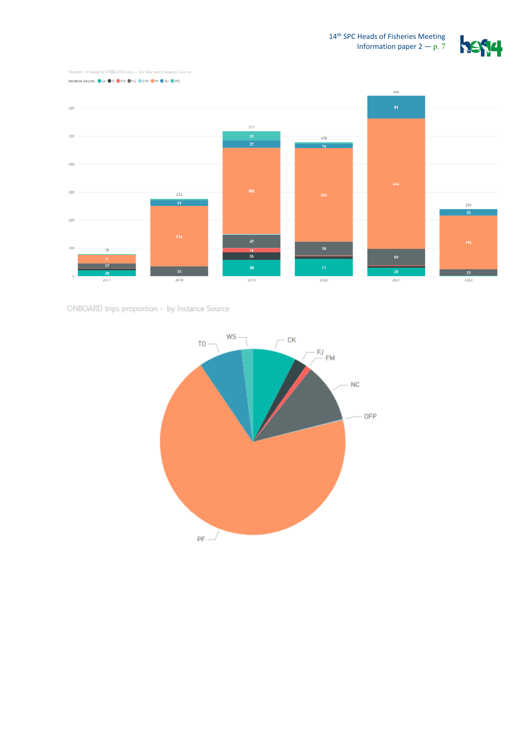Number of longline ONBOARD trips - by Year and Instance Source

Instance Source ● CK ● FJ ● FM ● NC ● OFP ● PF ● TO ● WS

| Year | CK | FJ | FM | NC | PF | TO | WS | Total |
|---|---|---|---|---|---|---|---|---|
| 2017 | 20 | | | 17 | 31 | | | 78 |
| 2018 | | | | 36 | 216 | 21 | | 276 |
| 2019 | 58 | 26 | 16 | 47 | 308 | 27 | 32 | 517 |
| 2020 | 61 | | | 50 | 334 | 16 | | 478 |
| 2021 | 29 | | | 59 | 466 | 81 | | 644 |
| 2022 | | | | 23 | 192 | 23 | | 239 |

ONBOARD trips proportion - by Instance Source

TO, WS, CK, FJ, FM, NC, OFP, PF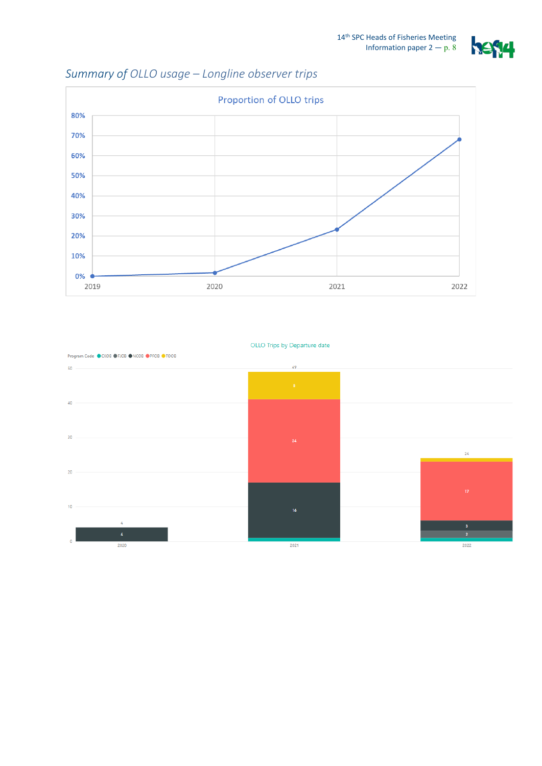*Summary of OLLO usage – Longline observer trips*

Proportion of OLLO trips

80%
70%
60%
50%
40%
30%
20%
10%
0%

2019 2020 2021 2022

OLLO Trips by Departure date

Program Code ● CKOB ● FJOB ● NCOB ● PFOB ● TOOB

| | 2020 | 2021 | 2022 |
|---|---|---|---|
| NCOB | 4 | 16 | 3 |
| FJOB | | | 2 |
| PFOB | | 24 | 17 |
| TOOB | | 8 | |
| Total | 4 | 49 | 24 |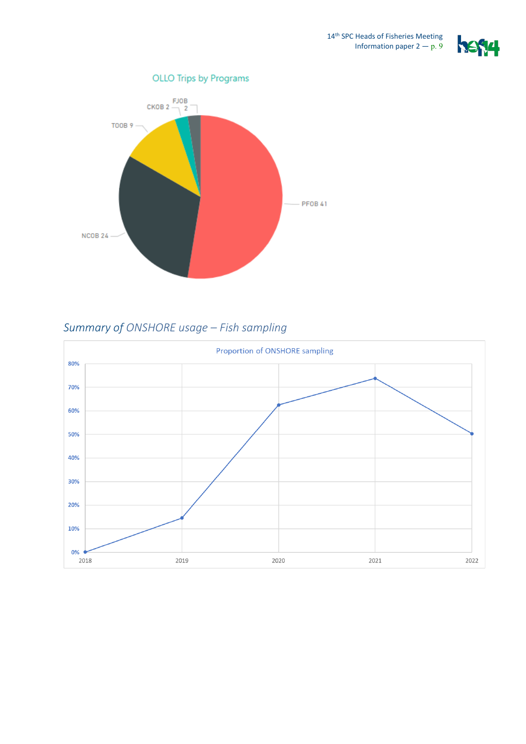OLLO Trips by Programs

PFOB 41

NCOB 24

TOOB 9

CKOB 2

FJOB 2

## *Summary of ONSHORE usage – Fish sampling*

Proportion of ONSHORE sampling

| Year | Proportion |
|---|---|
| 2018 | 0% |
| 2019 | ~15% |
| 2020 | ~62% |
| 2021 | ~74% |
| 2022 | ~50% |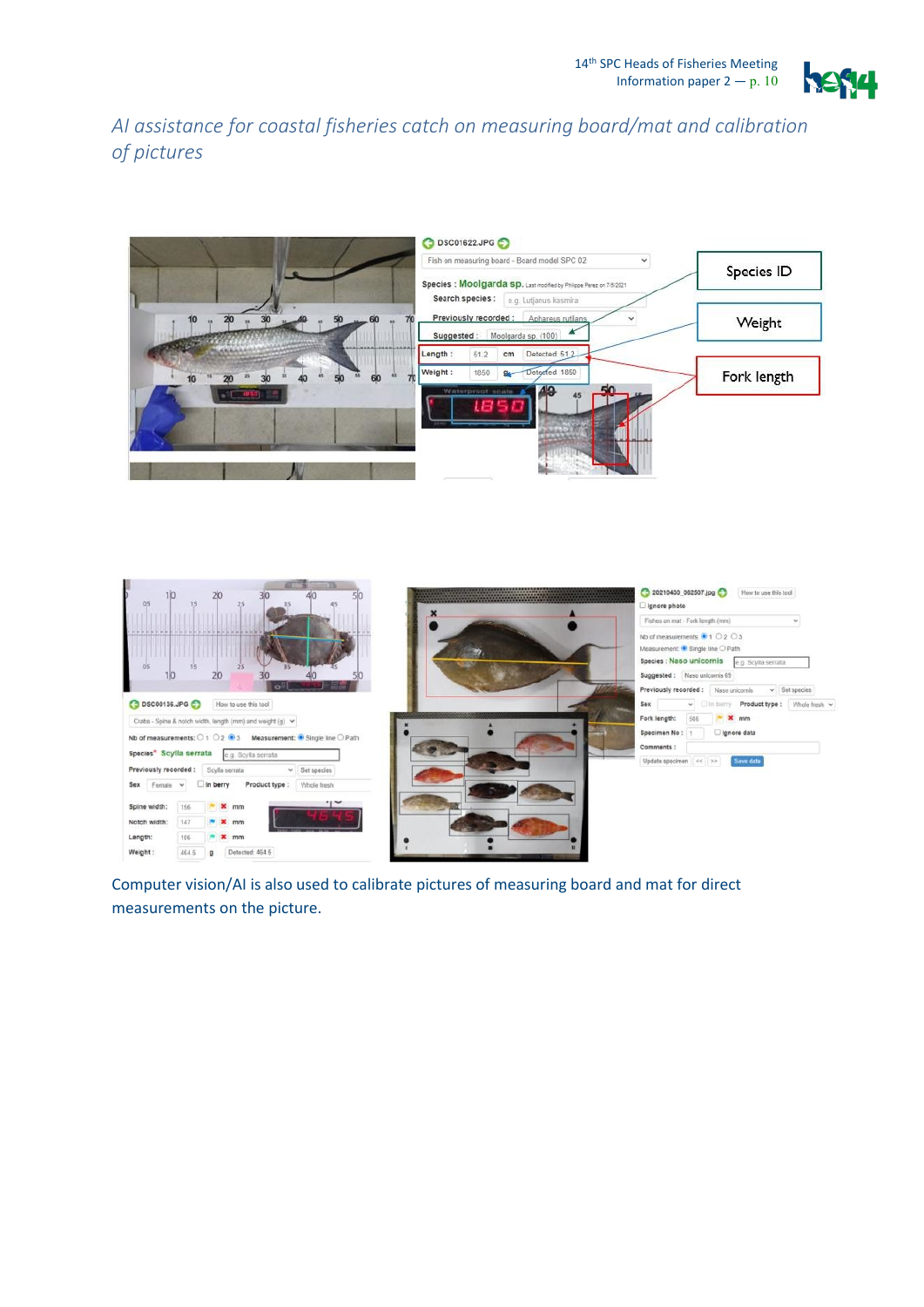*AI assistance for coastal fisheries catch on measuring board/mat and calibration of pictures*

Species ID

Weight

Fork length

Computer vision/AI is also used to calibrate pictures of measuring board and mat for direct measurements on the picture.